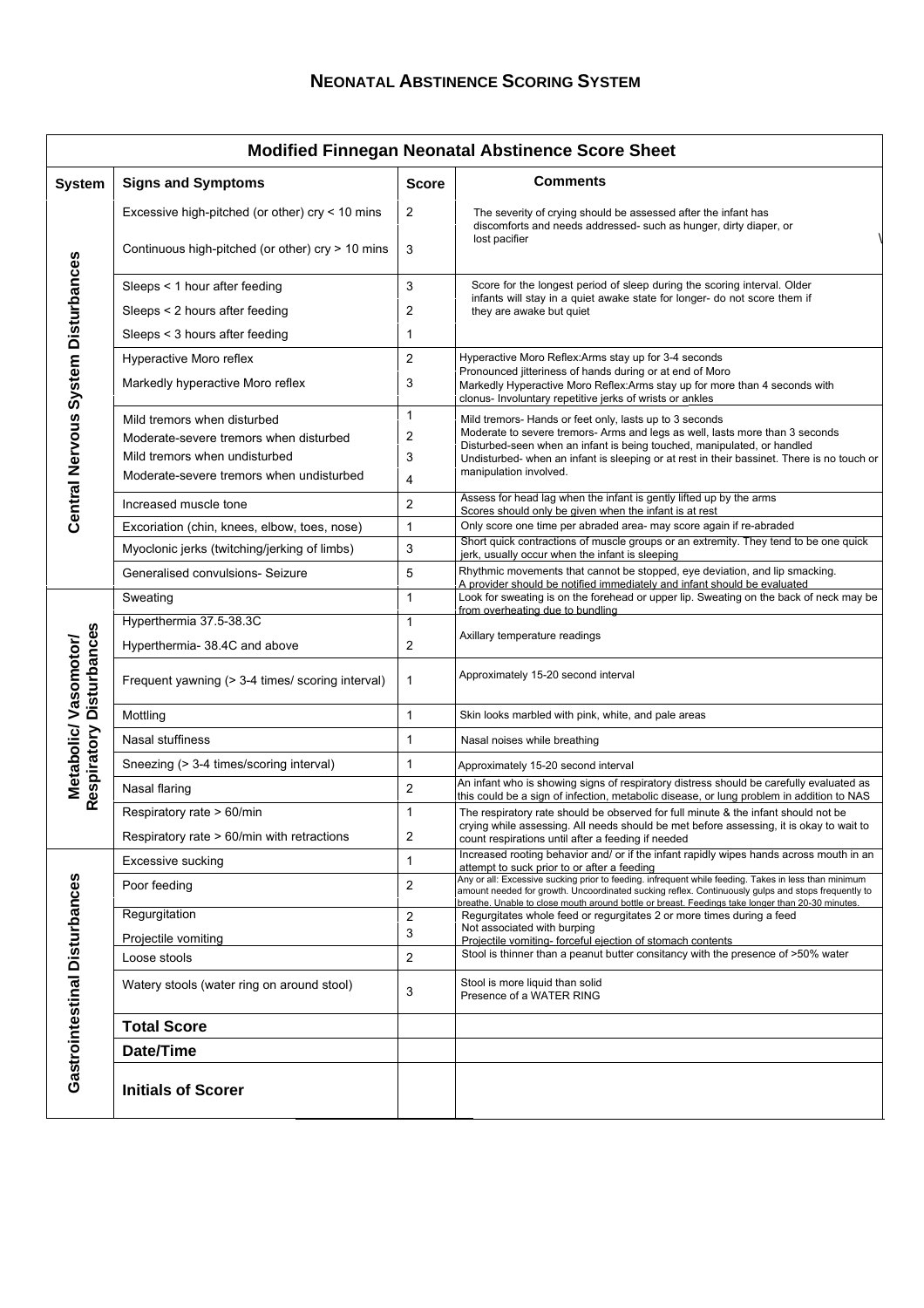# NEONATAL ABSTINENCE SCORING SYSTEM

| Modified Finnegan Neonatal Abstinence Score Sheet | | | |
|---|---|---|---|
| **System** | **Signs and Symptoms** | **Score** | **Comments** |
| **Central Nervous System Disturbances** | Excessive high-pitched (or other) cry < 10 mins | 2 | The severity of crying should be assessed after the infant has discomforts and needs addressed- such as hunger, dirty diaper, or lost pacifier |
| | Continuous high-pitched (or other) cry > 10 mins | 3 | |
| | Sleeps < 1 hour after feeding | 3 | Score for the longest period of sleep during the scoring interval. Older infants will stay in a quiet awake state for longer- do not score them if they are awake but quiet |
| | Sleeps < 2 hours after feeding | 2 | |
| | Sleeps < 3 hours after feeding | 1 | |
| | Hyperactive Moro reflex | 2 | Hyperactive Moro Reflex:Arms stay up for 3-4 seconds Pronounced jitteriness of hands during or at end of Moro Markedly Hyperactive Moro Reflex:Arms stay up for more than 4 seconds with clonus- Involuntary repetitive jerks of wrists or ankles |
| | Markedly hyperactive Moro reflex | 3 | |
| | Mild tremors when disturbed | 1 | Mild tremors- Hands or feet only, lasts up to 3 seconds Moderate to severe tremors- Arms and legs as well, lasts more than 3 seconds Disturbed-seen when an infant is being touched, manipulated, or handled Undisturbed- when an infant is sleeping or at rest in their bassinet. There is no touch or manipulation involved. |
| | Moderate-severe tremors when disturbed | 2 | |
| | Mild tremors when undisturbed | 3 | |
| | Moderate-severe tremors when undisturbed | 4 | |
| | Increased muscle tone | 2 | Assess for head lag when the infant is gently lifted up by the arms Scores should only be given when the infant is at rest |
| | Excoriation (chin, knees, elbow, toes, nose) | 1 | Only score one time per abraded area- may score again if re-abraded |
| | Myoclonic jerks (twitching/jerking of limbs) | 3 | Short quick contractions of muscle groups or an extremity. They tend to be one quick jerk, usually occur when the infant is sleeping |
| | Generalised convulsions- Seizure | 5 | Rhythmic movements that cannot be stopped, eye deviation, and lip smacking. A provider should be notified immediately and infant should be evaluated |
| **Metabolic/ Vasomotor/ Respiratory Disturbances** | Sweating | 1 | Look for sweating is on the forehead or upper lip. Sweating on the back of neck may be from overheating due to bundling |
| | Hyperthermia 37.5-38.3C | 1 | Axillary temperature readings |
| | Hyperthermia- 38.4C and above | 2 | |
| | Frequent yawning (> 3-4 times/ scoring interval) | 1 | Approximately 15-20 second interval |
| | Mottling | 1 | Skin looks marbled with pink, white, and pale areas |
| | Nasal stuffiness | 1 | Nasal noises while breathing |
| | Sneezing (> 3-4 times/scoring interval) | 1 | Approximately 15-20 second interval |
| | Nasal flaring | 2 | An infant who is showing signs of respiratory distress should be carefully evaluated as this could be a sign of infection, metabolic disease, or lung problem in addition to NAS |
| | Respiratory rate > 60/min | 1 | The respiratory rate should be observed for full minute & the infant should not be crying while assessing. All needs should be met before assessing, it is okay to wait to count respirations until after a feeding if needed |
| | Respiratory rate > 60/min with retractions | 2 | |
| **Gastrointestinal Disturbances** | Excessive sucking | 1 | Increased rooting behavior and/ or if the infant rapidly wipes hands across mouth in an attempt to suck prior to or after a feeding |
| | Poor feeding | 2 | Any or all: Excessive sucking prior to feeding. infrequent while feeding. Takes in less than minimum amount needed for growth. Uncoordinated sucking reflex. Continuously gulps and stops frequently to breathe. Unable to close mouth around bottle or breast. Feedings take longer than 20-30 minutes. |
| | Regurgitation | 2 | Regurgitates whole feed or regurgitates 2 or more times during a feed Not associated with burping |
| | Projectile vomiting | 3 | Projectile vomiting- forceful ejection of stomach contents |
| | Loose stools | 2 | Stool is thinner than a peanut butter consitancy with the presence of >50% water |
| | Watery stools (water ring on around stool) | 3 | Stool is more liquid than solid Presence of a WATER RING |
| | **Total Score** | | |
| | **Date/Time** | | |
| | **Initials of Scorer** | | |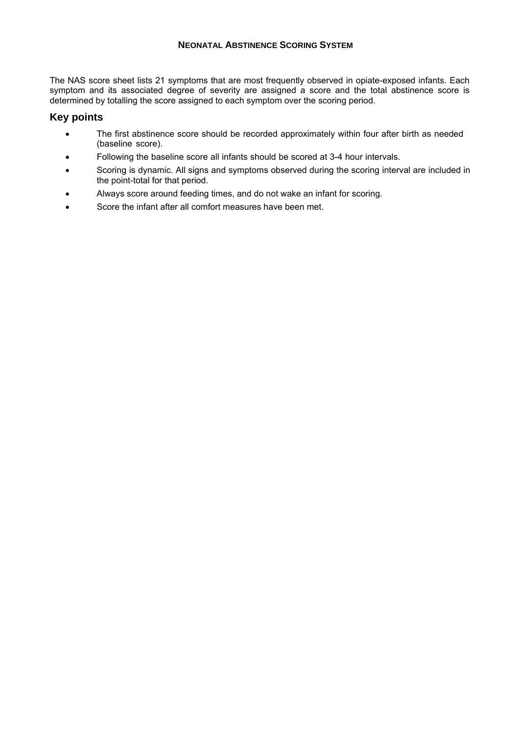# NEONATAL ABSTINENCE SCORING SYSTEM

The NAS score sheet lists 21 symptoms that are most frequently observed in opiate-exposed infants. Each symptom and its associated degree of severity are assigned a score and the total abstinence score is determined by totalling the score assigned to each symptom over the scoring period.

## Key points

- The first abstinence score should be recorded approximately within four after birth as needed (baseline score).
- Following the baseline score all infants should be scored at 3-4 hour intervals.
- Scoring is dynamic. All signs and symptoms observed during the scoring interval are included in the point-total for that period.
- Always score around feeding times, and do not wake an infant for scoring.
- Score the infant after all comfort measures have been met.